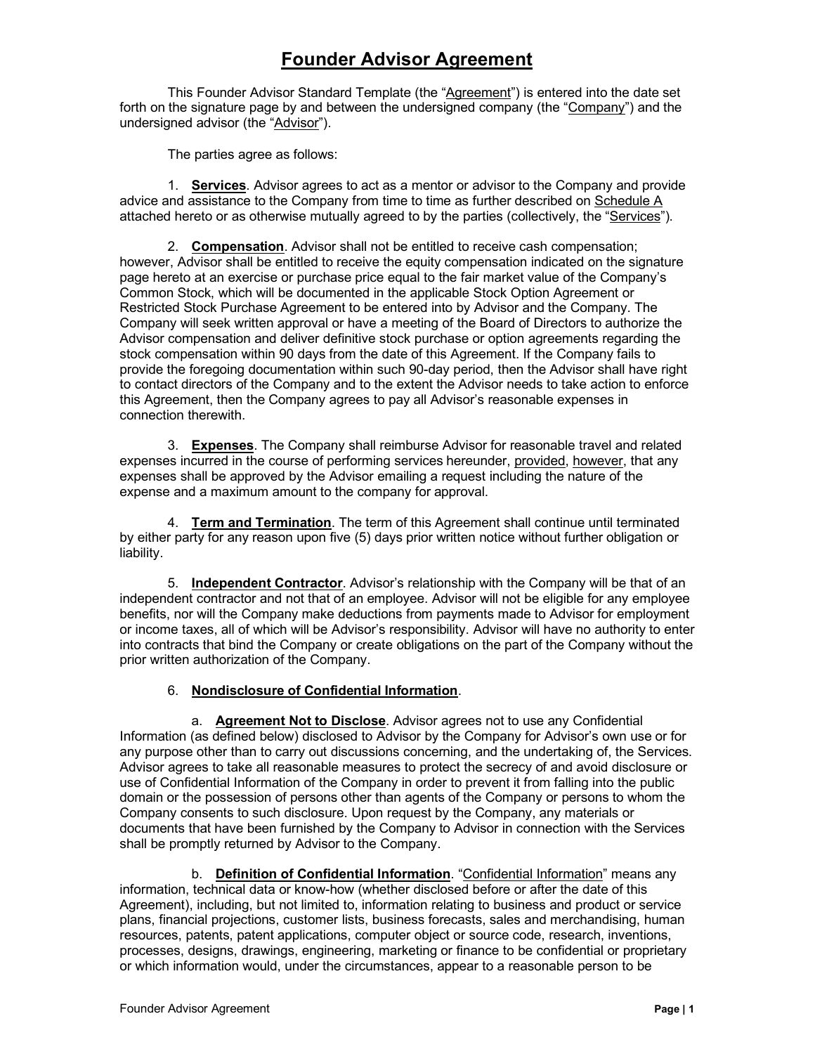# Founder Advisor Agreement

This Founder Advisor Standard Template (the "Agreement") is entered into the date set forth on the signature page by and between the undersigned company (the "Company") and the undersigned advisor (the "Advisor").

The parties agree as follows:

1. **Services**. Advisor agrees to act as a mentor or advisor to the Company and provide advice and assistance to the Company from time to time as further described on Schedule A attached hereto or as otherwise mutually agreed to by the parties (collectively, the "Services").

2. **Compensation**. Advisor shall not be entitled to receive cash compensation; however, Advisor shall be entitled to receive the equity compensation indicated on the signature page hereto at an exercise or purchase price equal to the fair market value of the Company's Common Stock, which will be documented in the applicable Stock Option Agreement or Restricted Stock Purchase Agreement to be entered into by Advisor and the Company. The Company will seek written approval or have a meeting of the Board of Directors to authorize the Advisor compensation and deliver definitive stock purchase or option agreements regarding the stock compensation within 90 days from the date of this Agreement. If the Company fails to provide the foregoing documentation within such 90-day period, then the Advisor shall have right to contact directors of the Company and to the extent the Advisor needs to take action to enforce this Agreement, then the Company agrees to pay all Advisor's reasonable expenses in connection therewith.

3. **Expenses**. The Company shall reimburse Advisor for reasonable travel and related expenses incurred in the course of performing services hereunder, provided, however, that any expenses shall be approved by the Advisor emailing a request including the nature of the expense and a maximum amount to the company for approval.

4. **Term and Termination**. The term of this Agreement shall continue until terminated by either party for any reason upon five (5) days prior written notice without further obligation or liability.

5. **Independent Contractor**. Advisor's relationship with the Company will be that of an independent contractor and not that of an employee. Advisor will not be eligible for any employee benefits, nor will the Company make deductions from payments made to Advisor for employment or income taxes, all of which will be Advisor's responsibility. Advisor will have no authority to enter into contracts that bind the Company or create obligations on the part of the Company without the prior written authorization of the Company.

6. **Nondisclosure of Confidential Information**.

   a. **Agreement Not to Disclose**. Advisor agrees not to use any Confidential Information (as defined below) disclosed to Advisor by the Company for Advisor's own use or for any purpose other than to carry out discussions concerning, and the undertaking of, the Services. Advisor agrees to take all reasonable measures to protect the secrecy of and avoid disclosure or use of Confidential Information of the Company in order to prevent it from falling into the public domain or the possession of persons other than agents of the Company or persons to whom the Company consents to such disclosure. Upon request by the Company, any materials or documents that have been furnished by the Company to Advisor in connection with the Services shall be promptly returned by Advisor to the Company.

   b. **Definition of Confidential Information**. "Confidential Information" means any information, technical data or know-how (whether disclosed before or after the date of this Agreement), including, but not limited to, information relating to business and product or service plans, financial projections, customer lists, business forecasts, sales and merchandising, human resources, patents, patent applications, computer object or source code, research, inventions, processes, designs, drawings, engineering, marketing or finance to be confidential or proprietary or which information would, under the circumstances, appear to a reasonable person to be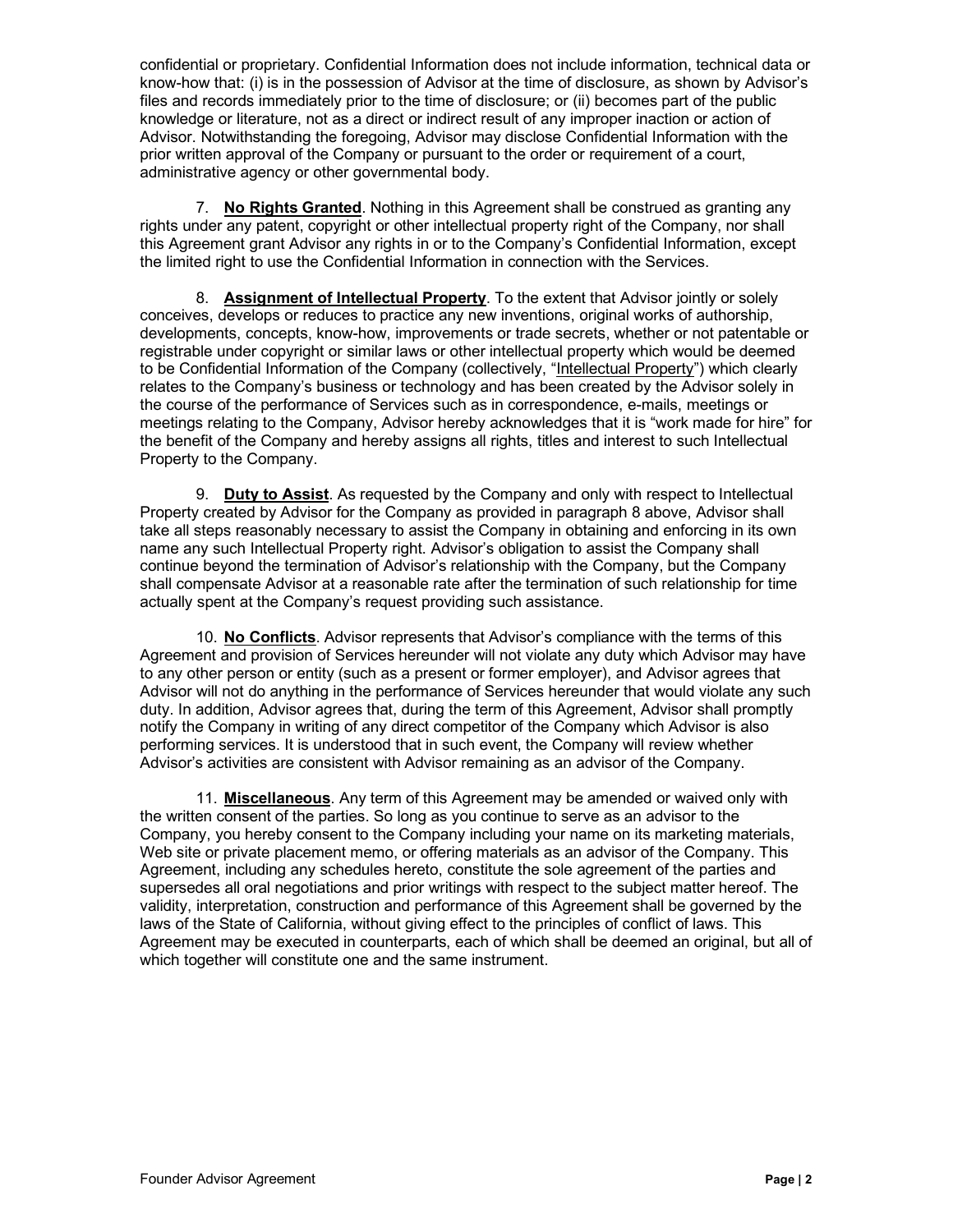confidential or proprietary. Confidential Information does not include information, technical data or know-how that: (i) is in the possession of Advisor at the time of disclosure, as shown by Advisor's files and records immediately prior to the time of disclosure; or (ii) becomes part of the public knowledge or literature, not as a direct or indirect result of any improper inaction or action of Advisor. Notwithstanding the foregoing, Advisor may disclose Confidential Information with the prior written approval of the Company or pursuant to the order or requirement of a court, administrative agency or other governmental body.

7. **No Rights Granted**. Nothing in this Agreement shall be construed as granting any rights under any patent, copyright or other intellectual property right of the Company, nor shall this Agreement grant Advisor any rights in or to the Company's Confidential Information, except the limited right to use the Confidential Information in connection with the Services.

8. **Assignment of Intellectual Property**. To the extent that Advisor jointly or solely conceives, develops or reduces to practice any new inventions, original works of authorship, developments, concepts, know-how, improvements or trade secrets, whether or not patentable or registrable under copyright or similar laws or other intellectual property which would be deemed to be Confidential Information of the Company (collectively, "Intellectual Property") which clearly relates to the Company's business or technology and has been created by the Advisor solely in the course of the performance of Services such as in correspondence, e-mails, meetings or meetings relating to the Company, Advisor hereby acknowledges that it is "work made for hire" for the benefit of the Company and hereby assigns all rights, titles and interest to such Intellectual Property to the Company.

9. **Duty to Assist**. As requested by the Company and only with respect to Intellectual Property created by Advisor for the Company as provided in paragraph 8 above, Advisor shall take all steps reasonably necessary to assist the Company in obtaining and enforcing in its own name any such Intellectual Property right. Advisor's obligation to assist the Company shall continue beyond the termination of Advisor's relationship with the Company, but the Company shall compensate Advisor at a reasonable rate after the termination of such relationship for time actually spent at the Company's request providing such assistance.

10. **No Conflicts**. Advisor represents that Advisor's compliance with the terms of this Agreement and provision of Services hereunder will not violate any duty which Advisor may have to any other person or entity (such as a present or former employer), and Advisor agrees that Advisor will not do anything in the performance of Services hereunder that would violate any such duty. In addition, Advisor agrees that, during the term of this Agreement, Advisor shall promptly notify the Company in writing of any direct competitor of the Company which Advisor is also performing services. It is understood that in such event, the Company will review whether Advisor's activities are consistent with Advisor remaining as an advisor of the Company.

11. **Miscellaneous**. Any term of this Agreement may be amended or waived only with the written consent of the parties. So long as you continue to serve as an advisor to the Company, you hereby consent to the Company including your name on its marketing materials, Web site or private placement memo, or offering materials as an advisor of the Company. This Agreement, including any schedules hereto, constitute the sole agreement of the parties and supersedes all oral negotiations and prior writings with respect to the subject matter hereof. The validity, interpretation, construction and performance of this Agreement shall be governed by the laws of the State of California, without giving effect to the principles of conflict of laws. This Agreement may be executed in counterparts, each of which shall be deemed an original, but all of which together will constitute one and the same instrument.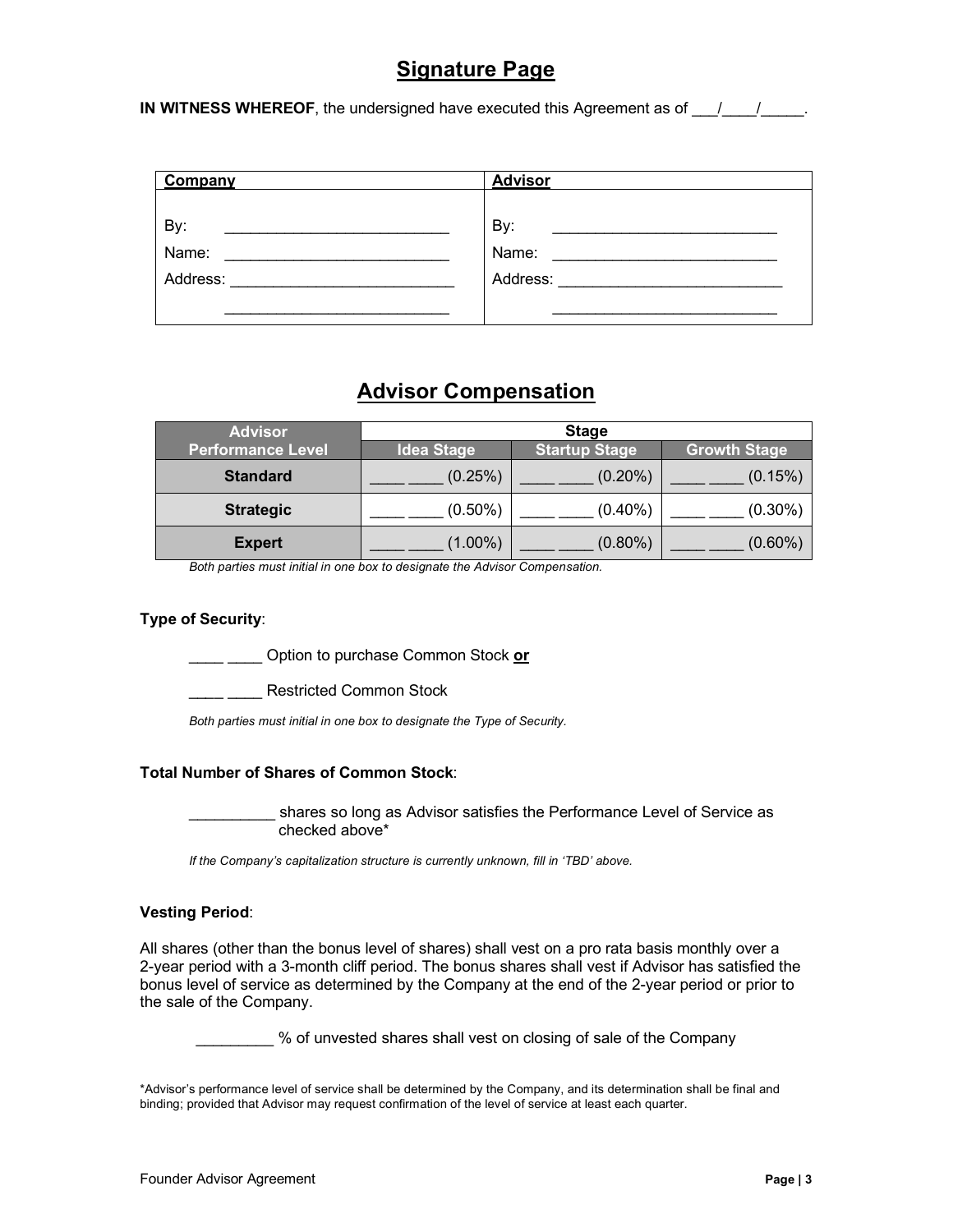## **Signature Page**

**IN WITNESS WHEREOF**, the undersigned have executed this Agreement as of ___/____/_____.

| **Company** | **Advisor** |
| --- | --- |
| By: __________________________ | By: __________________________ |
| Name: __________________________ | Name: __________________________ |
| Address: __________________________ | Address: __________________________ |
| __________________________ | __________________________ |

## **Advisor Compensation**

| Advisor Performance Level | Stage | | |
| --- | --- | --- | --- |
| | Idea Stage | Startup Stage | Growth Stage |
| **Standard** | ____ ____ (0.25%) | ____ ____ (0.20%) | ____ ____ (0.15%) |
| **Strategic** | ____ ____ (0.50%) | ____ ____ (0.40%) | ____ ____ (0.30%) |
| **Expert** | ____ ____ (1.00%) | ____ ____ (0.80%) | ____ ____ (0.60%) |

*Both parties must initial in one box to designate the Advisor Compensation.*

**Type of Security**:

____ ____ Option to purchase Common Stock **or**

____ ____ Restricted Common Stock

*Both parties must initial in one box to designate the Type of Security.*

**Total Number of Shares of Common Stock**:

__________ shares so long as Advisor satisfies the Performance Level of Service as checked above*

*If the Company's capitalization structure is currently unknown, fill in 'TBD' above.*

**Vesting Period**:

All shares (other than the bonus level of shares) shall vest on a pro rata basis monthly over a 2-year period with a 3-month cliff period. The bonus shares shall vest if Advisor has satisfied the bonus level of service as determined by the Company at the end of the 2-year period or prior to the sale of the Company.

_________ % of unvested shares shall vest on closing of sale of the Company

*Advisor's performance level of service shall be determined by the Company, and its determination shall be final and binding; provided that Advisor may request confirmation of the level of service at least each quarter.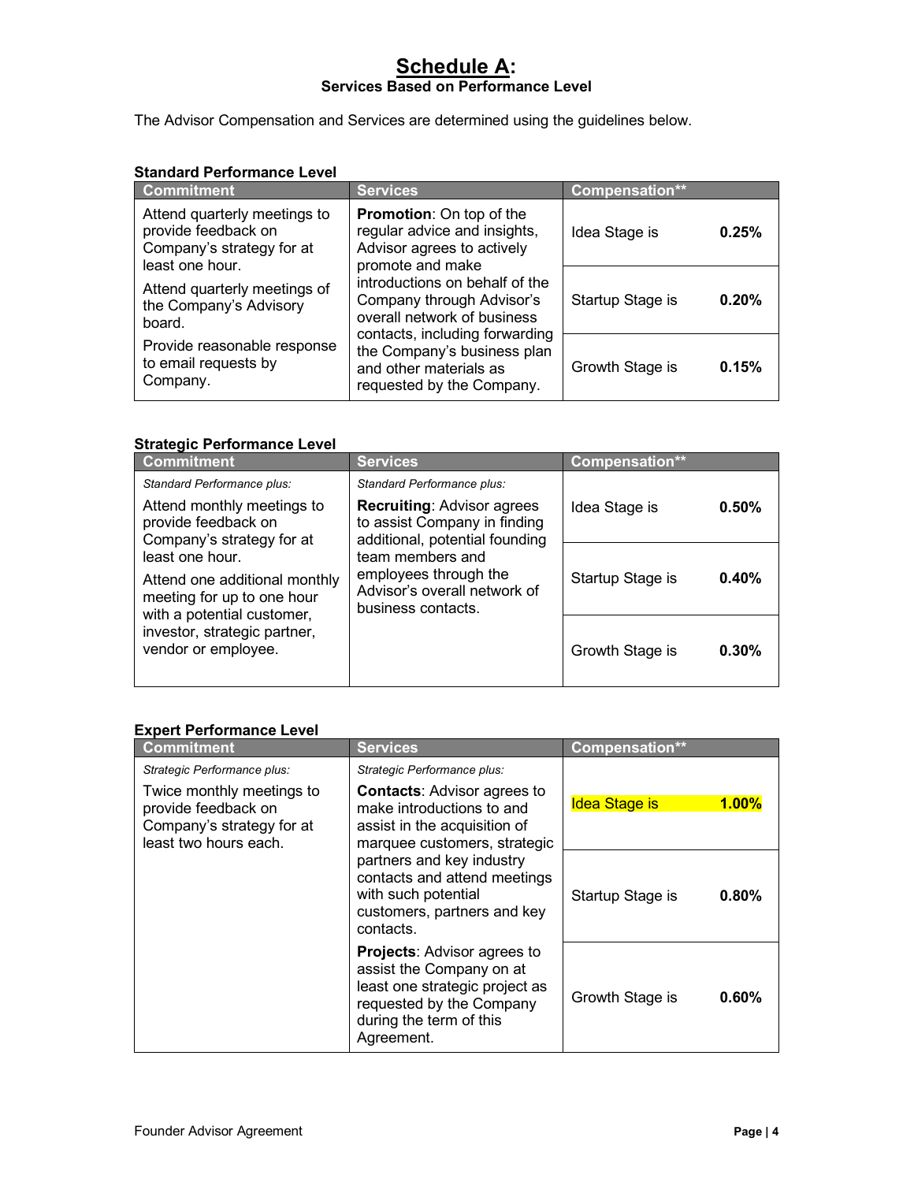# Schedule A:

**Services Based on Performance Level**

The Advisor Compensation and Services are determined using the guidelines below.

### Standard Performance Level

| Commitment | Services | Compensation** | |
|---|---|---|---|
| Attend quarterly meetings to provide feedback on Company's strategy for at least one hour.<br>Attend quarterly meetings of the Company's Advisory board.<br>Provide reasonable response to email requests by Company. | **Promotion**: On top of the regular advice and insights, Advisor agrees to actively promote and make introductions on behalf of the Company through Advisor's overall network of business contacts, including forwarding the Company's business plan and other materials as requested by the Company. | Idea Stage is | **0.25%** |
| | | Startup Stage is | **0.20%** |
| | | Growth Stage is | **0.15%** |

### Strategic Performance Level

| Commitment | Services | Compensation** | |
|---|---|---|---|
| *Standard Performance plus:*<br>Attend monthly meetings to provide feedback on Company's strategy for at least one hour.<br>Attend one additional monthly meeting for up to one hour with a potential customer, investor, strategic partner, vendor or employee. | *Standard Performance plus:*<br>**Recruiting**: Advisor agrees to assist Company in finding additional, potential founding team members and employees through the Advisor's overall network of business contacts. | Idea Stage is | **0.50%** |
| | | Startup Stage is | **0.40%** |
| | | Growth Stage is | **0.30%** |

### Expert Performance Level

| Commitment | Services | Compensation** | |
|---|---|---|---|
| *Strategic Performance plus:*<br>Twice monthly meetings to provide feedback on Company's strategy for at least two hours each. | *Strategic Performance plus:*<br>**Contacts**: Advisor agrees to make introductions to and assist in the acquisition of marquee customers, strategic partners and key industry contacts and attend meetings with such potential customers, partners and key contacts.<br>**Projects**: Advisor agrees to assist the Company on at least one strategic project as requested by the Company during the term of this Agreement. | Idea Stage is | **1.00%** |
| | | Startup Stage is | **0.80%** |
| | | Growth Stage is | **0.60%** |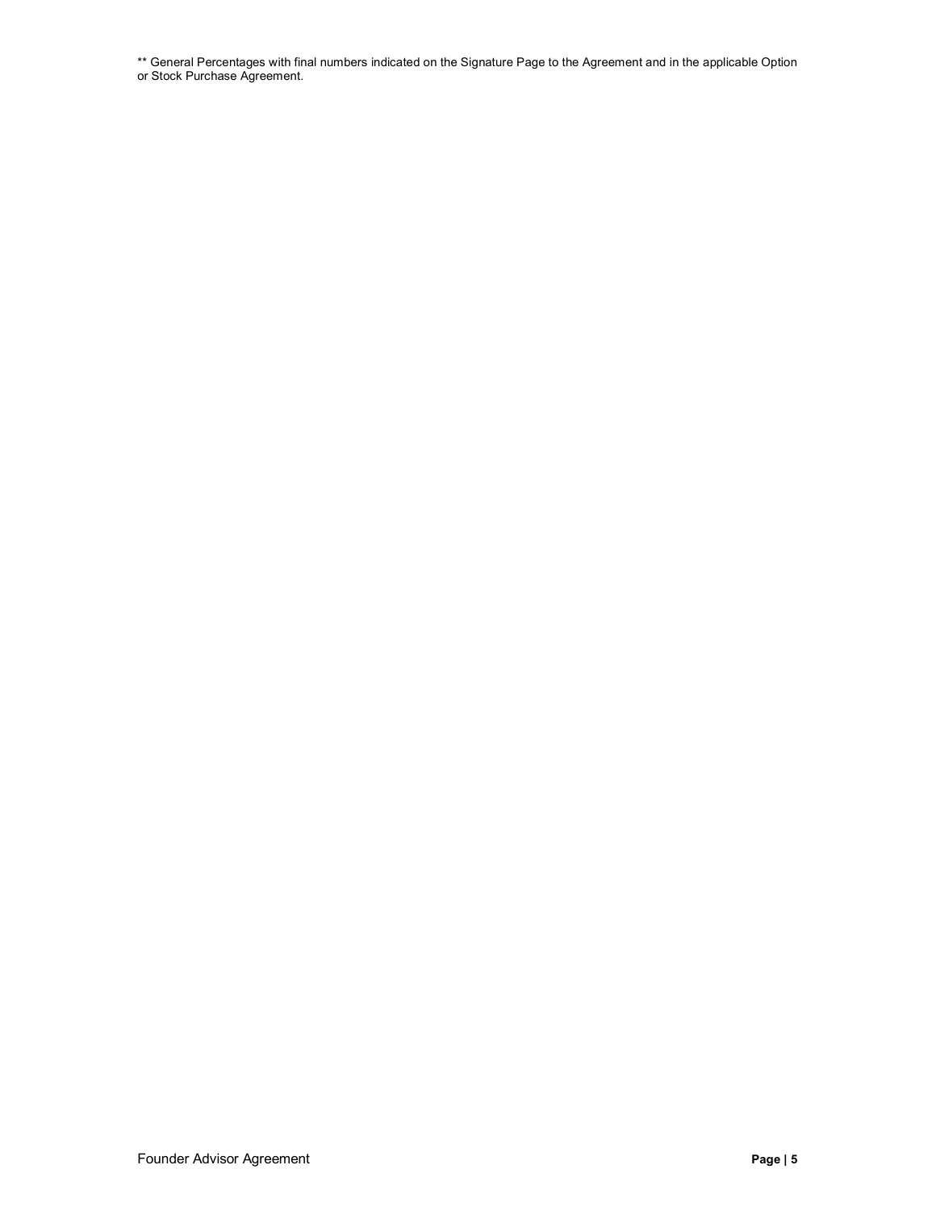** General Percentages with final numbers indicated on the Signature Page to the Agreement and in the applicable Option or Stock Purchase Agreement.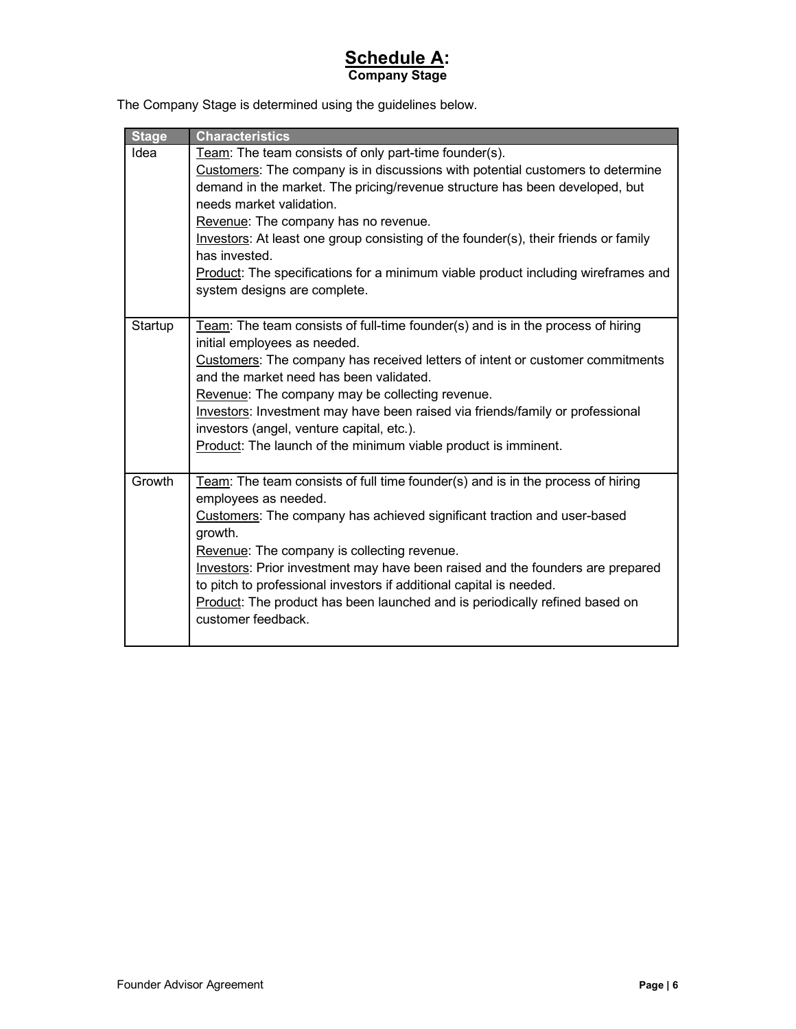# **Schedule A:**
**Company Stage**

The Company Stage is determined using the guidelines below.

| Stage | Characteristics |
|---|---|
| Idea | Team: The team consists of only part-time founder(s).<br>Customers: The company is in discussions with potential customers to determine demand in the market. The pricing/revenue structure has been developed, but needs market validation.<br>Revenue: The company has no revenue.<br>Investors: At least one group consisting of the founder(s), their friends or family has invested.<br>Product: The specifications for a minimum viable product including wireframes and system designs are complete. |
| Startup | Team: The team consists of full-time founder(s) and is in the process of hiring initial employees as needed.<br>Customers: The company has received letters of intent or customer commitments and the market need has been validated.<br>Revenue: The company may be collecting revenue.<br>Investors: Investment may have been raised via friends/family or professional investors (angel, venture capital, etc.).<br>Product: The launch of the minimum viable product is imminent. |
| Growth | Team: The team consists of full time founder(s) and is in the process of hiring employees as needed.<br>Customers: The company has achieved significant traction and user-based growth.<br>Revenue: The company is collecting revenue.<br>Investors: Prior investment may have been raised and the founders are prepared to pitch to professional investors if additional capital is needed.<br>Product: The product has been launched and is periodically refined based on customer feedback. |